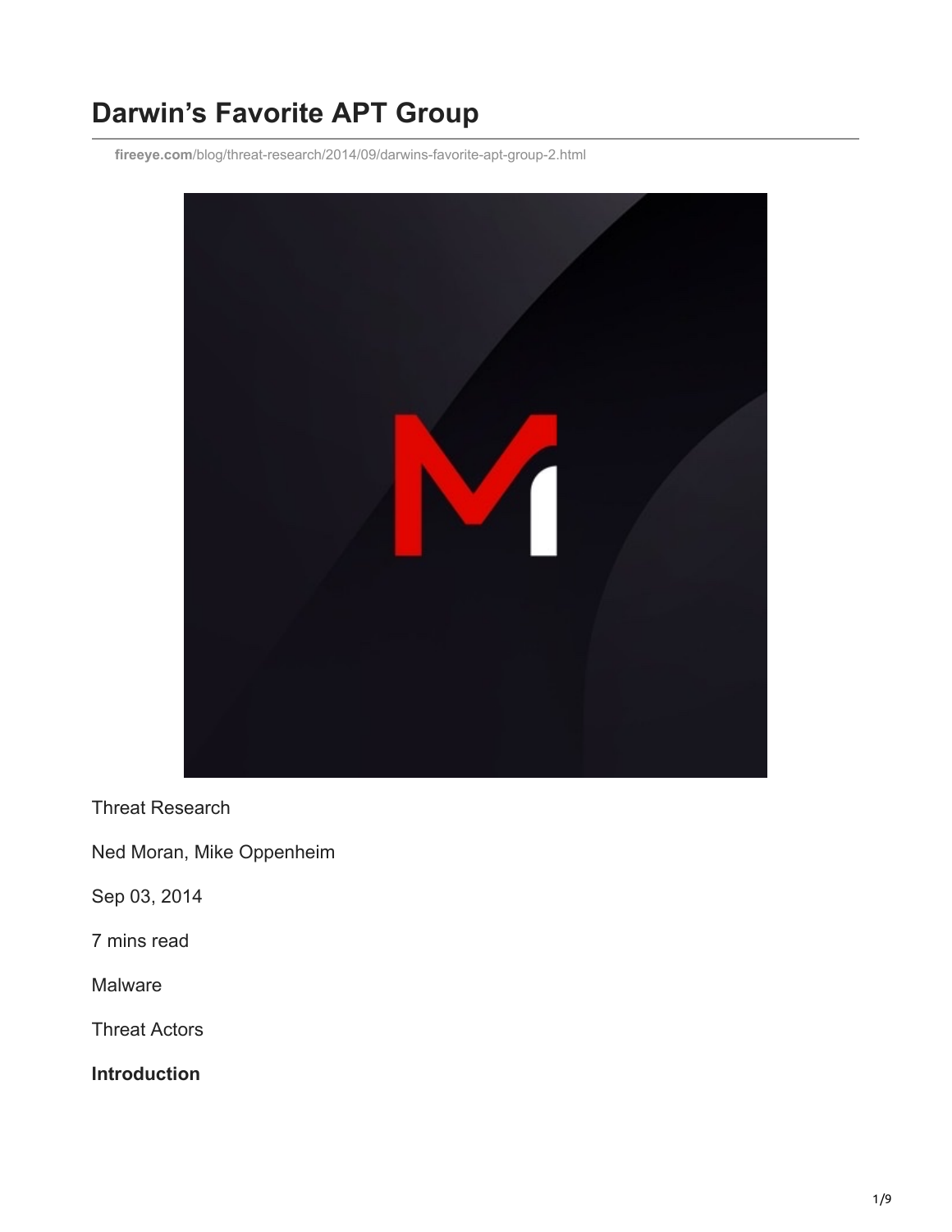# Darwin’s Favorite APT Group

fireeye.com/blog/threat-research/2014/09/darwins-favorite-apt-group-2.html

Threat Research

Ned Moran, Mike Oppenheim

Sep 03, 2014

7 mins read

Malware

Threat Actors

**Introduction**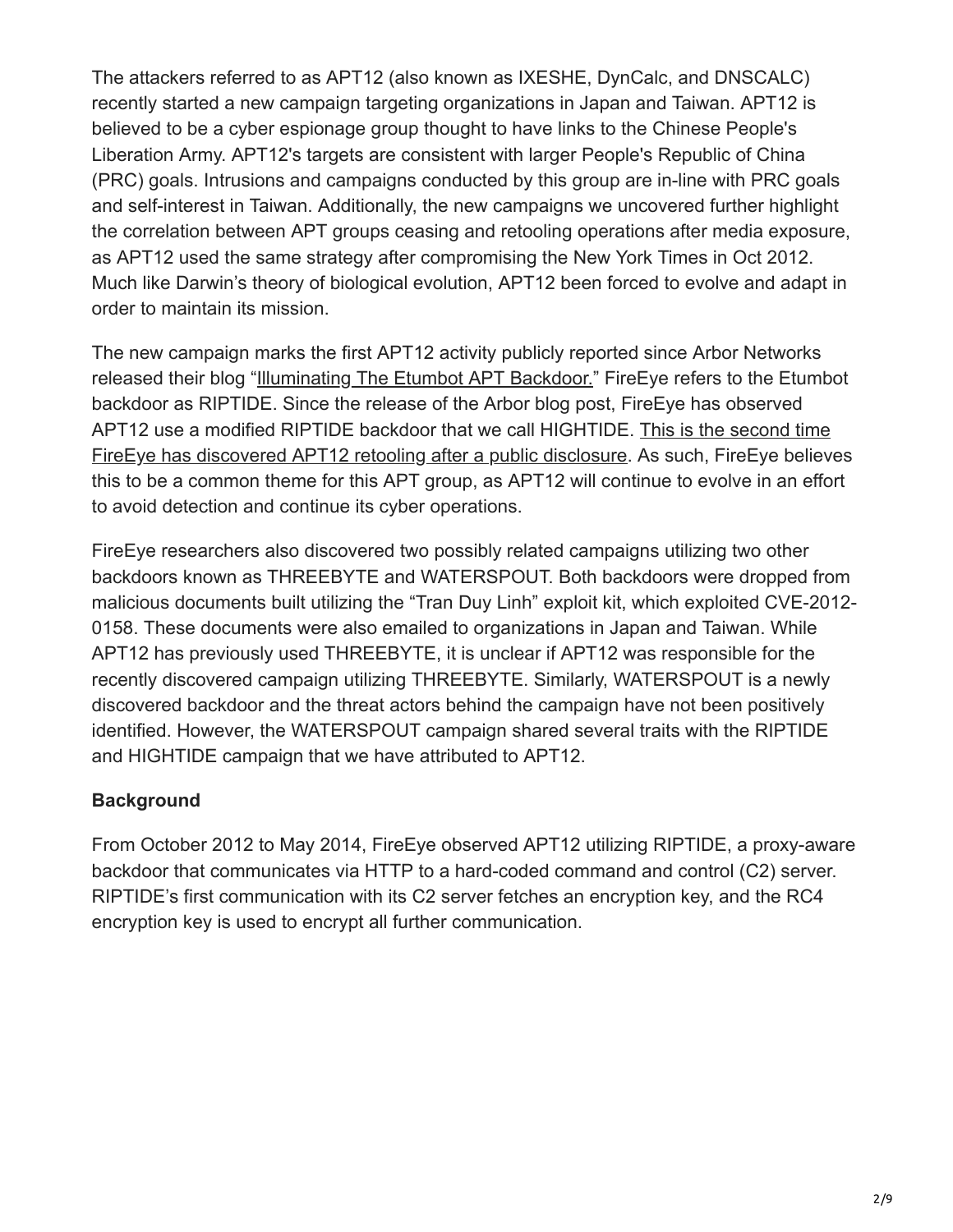The attackers referred to as APT12 (also known as IXESHE, DynCalc, and DNSCALC) recently started a new campaign targeting organizations in Japan and Taiwan. APT12 is believed to be a cyber espionage group thought to have links to the Chinese People's Liberation Army. APT12's targets are consistent with larger People's Republic of China (PRC) goals. Intrusions and campaigns conducted by this group are in-line with PRC goals and self-interest in Taiwan. Additionally, the new campaigns we uncovered further highlight the correlation between APT groups ceasing and retooling operations after media exposure, as APT12 used the same strategy after compromising the New York Times in Oct 2012. Much like Darwin's theory of biological evolution, APT12 been forced to evolve and adapt in order to maintain its mission.

The new campaign marks the first APT12 activity publicly reported since Arbor Networks released their blog "Illuminating The Etumbot APT Backdoor." FireEye refers to the Etumbot backdoor as RIPTIDE. Since the release of the Arbor blog post, FireEye has observed APT12 use a modified RIPTIDE backdoor that we call HIGHTIDE. This is the second time FireEye has discovered APT12 retooling after a public disclosure. As such, FireEye believes this to be a common theme for this APT group, as APT12 will continue to evolve in an effort to avoid detection and continue its cyber operations.

FireEye researchers also discovered two possibly related campaigns utilizing two other backdoors known as THREEBYTE and WATERSPOUT. Both backdoors were dropped from malicious documents built utilizing the "Tran Duy Linh" exploit kit, which exploited CVE-2012-0158. These documents were also emailed to organizations in Japan and Taiwan. While APT12 has previously used THREEBYTE, it is unclear if APT12 was responsible for the recently discovered campaign utilizing THREEBYTE. Similarly, WATERSPOUT is a newly discovered backdoor and the threat actors behind the campaign have not been positively identified. However, the WATERSPOUT campaign shared several traits with the RIPTIDE and HIGHTIDE campaign that we have attributed to APT12.

### Background

From October 2012 to May 2014, FireEye observed APT12 utilizing RIPTIDE, a proxy-aware backdoor that communicates via HTTP to a hard-coded command and control (C2) server. RIPTIDE's first communication with its C2 server fetches an encryption key, and the RC4 encryption key is used to encrypt all further communication.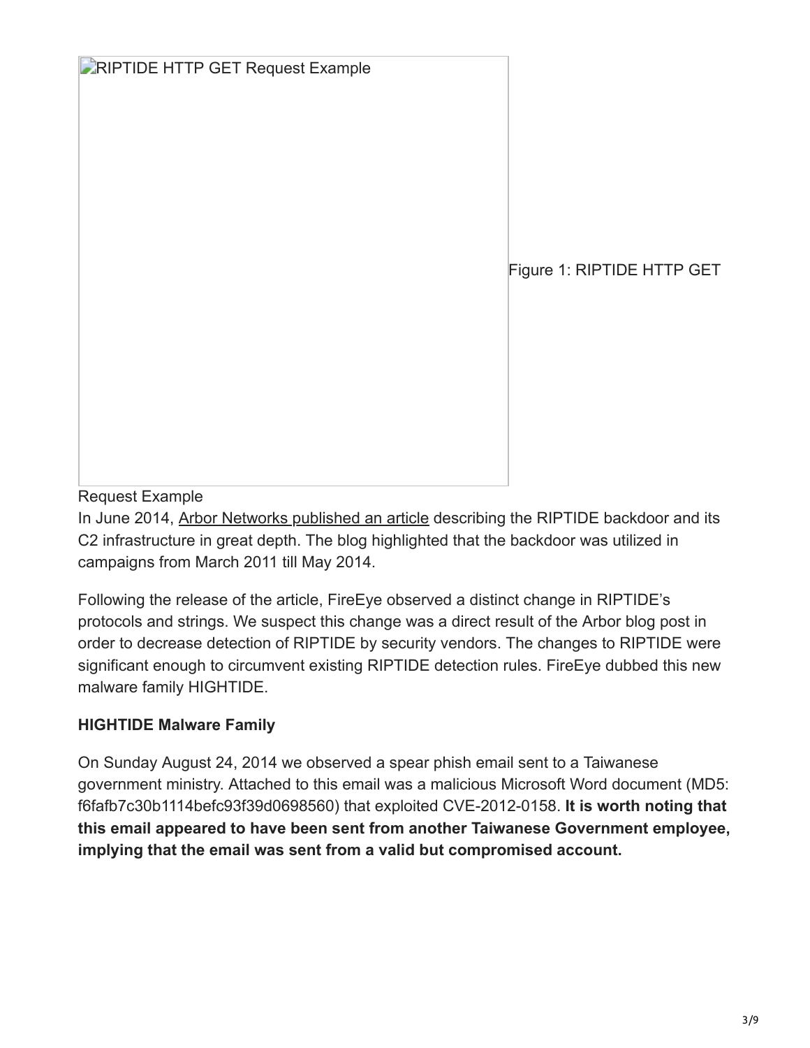RIPTIDE HTTP GET Request Example

Figure 1: RIPTIDE HTTP GET Request Example

In June 2014, Arbor Networks published an article describing the RIPTIDE backdoor and its C2 infrastructure in great depth. The blog highlighted that the backdoor was utilized in campaigns from March 2011 till May 2014.

Following the release of the article, FireEye observed a distinct change in RIPTIDE's protocols and strings. We suspect this change was a direct result of the Arbor blog post in order to decrease detection of RIPTIDE by security vendors. The changes to RIPTIDE were significant enough to circumvent existing RIPTIDE detection rules. FireEye dubbed this new malware family HIGHTIDE.

**HIGHTIDE Malware Family**

On Sunday August 24, 2014 we observed a spear phish email sent to a Taiwanese government ministry. Attached to this email was a malicious Microsoft Word document (MD5: f6fafb7c30b1114befc93f39d0698560) that exploited CVE-2012-0158. **It is worth noting that this email appeared to have been sent from another Taiwanese Government employee, implying that the email was sent from a valid but compromised account.**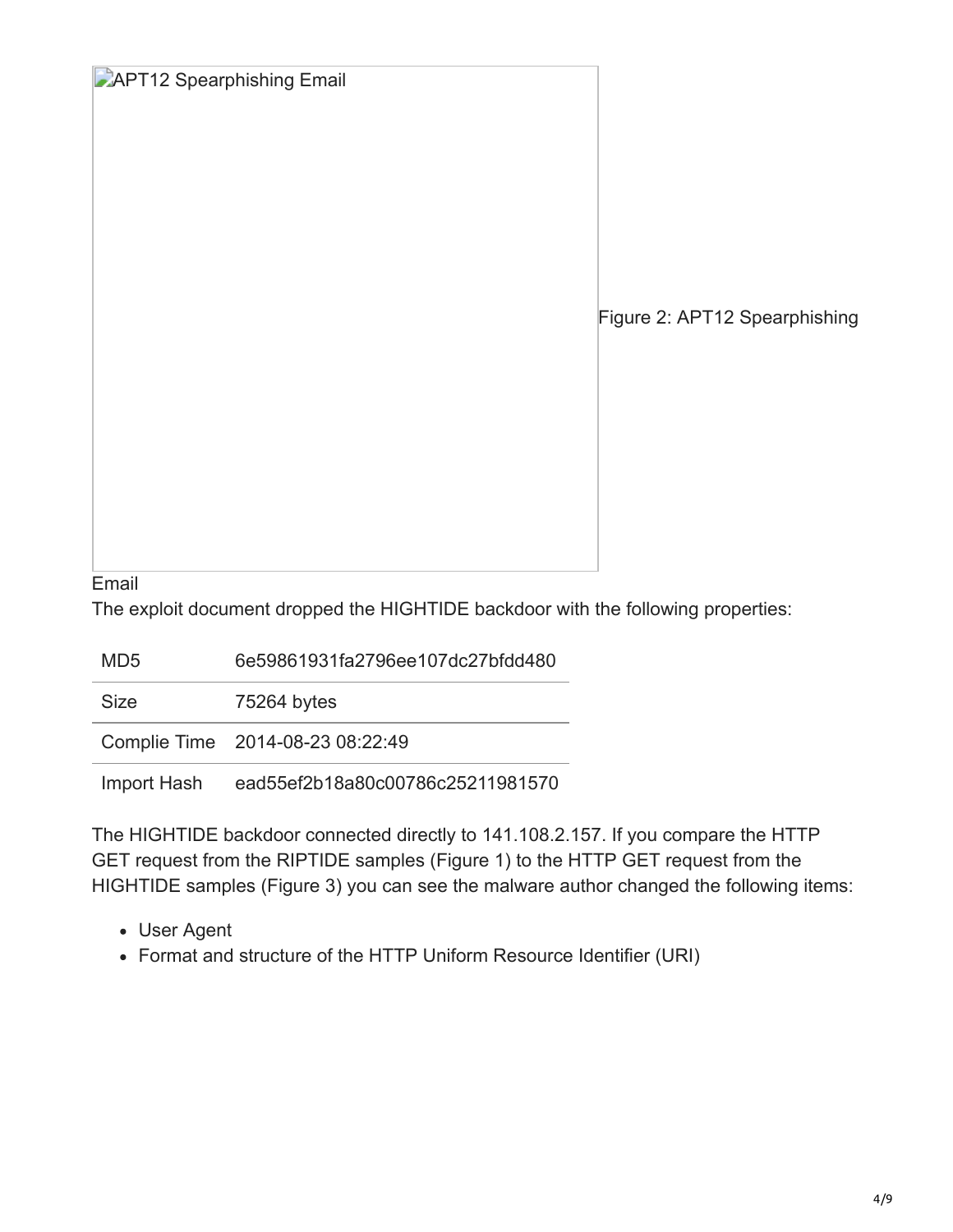APT12 Spearphishing Email

Figure 2: APT12 Spearphishing Email

The exploit document dropped the HIGHTIDE backdoor with the following properties:

| | |
|---|---|
| MD5 | 6e59861931fa2796ee107dc27bfdd480 |
| Size | 75264 bytes |
| Complie Time | 2014-08-23 08:22:49 |
| Import Hash | ead55ef2b18a80c00786c25211981570 |

The HIGHTIDE backdoor connected directly to 141.108.2.157. If you compare the HTTP GET request from the RIPTIDE samples (Figure 1) to the HTTP GET request from the HIGHTIDE samples (Figure 3) you can see the malware author changed the following items:

- User Agent
- Format and structure of the HTTP Uniform Resource Identifier (URI)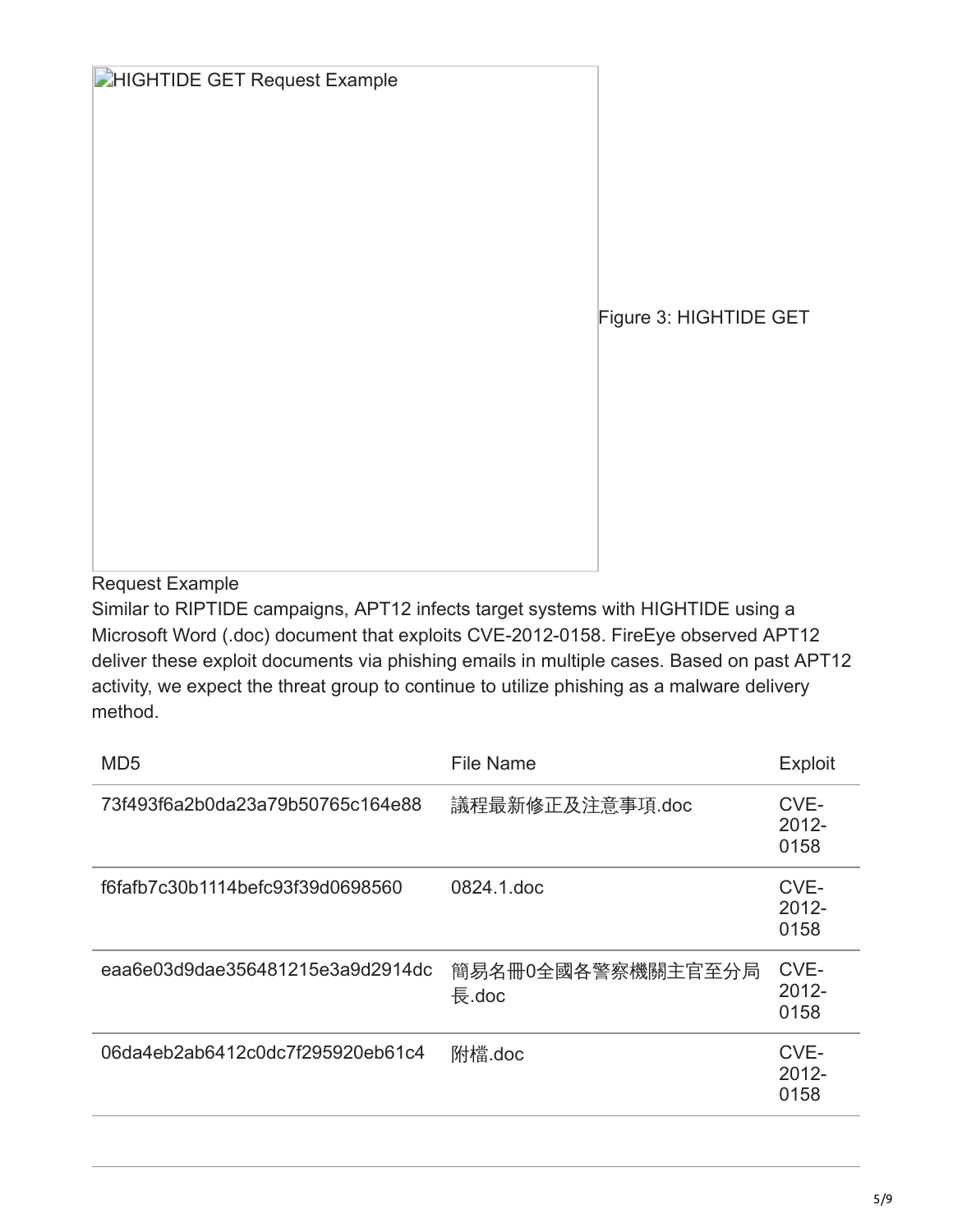HIGHTIDE GET Request Example

Figure 3: HIGHTIDE GET Request Example

Similar to RIPTIDE campaigns, APT12 infects target systems with HIGHTIDE using a Microsoft Word (.doc) document that exploits CVE-2012-0158. FireEye observed APT12 deliver these exploit documents via phishing emails in multiple cases. Based on past APT12 activity, we expect the threat group to continue to utilize phishing as a malware delivery method.

| MD5 | File Name | Exploit |
| --- | --- | --- |
| 73f493f6a2b0da23a79b50765c164e88 | 議程最新修正及注意事項.doc | CVE-2012-0158 |
| f6fafb7c30b1114befc93f39d0698560 | 0824.1.doc | CVE-2012-0158 |
| eaa6e03d9dae356481215e3a9d2914dc | 簡易名冊0全國各警察機關主官至分局長.doc | CVE-2012-0158 |
| 06da4eb2ab6412c0dc7f295920eb61c4 | 附檔.doc | CVE-2012-0158 |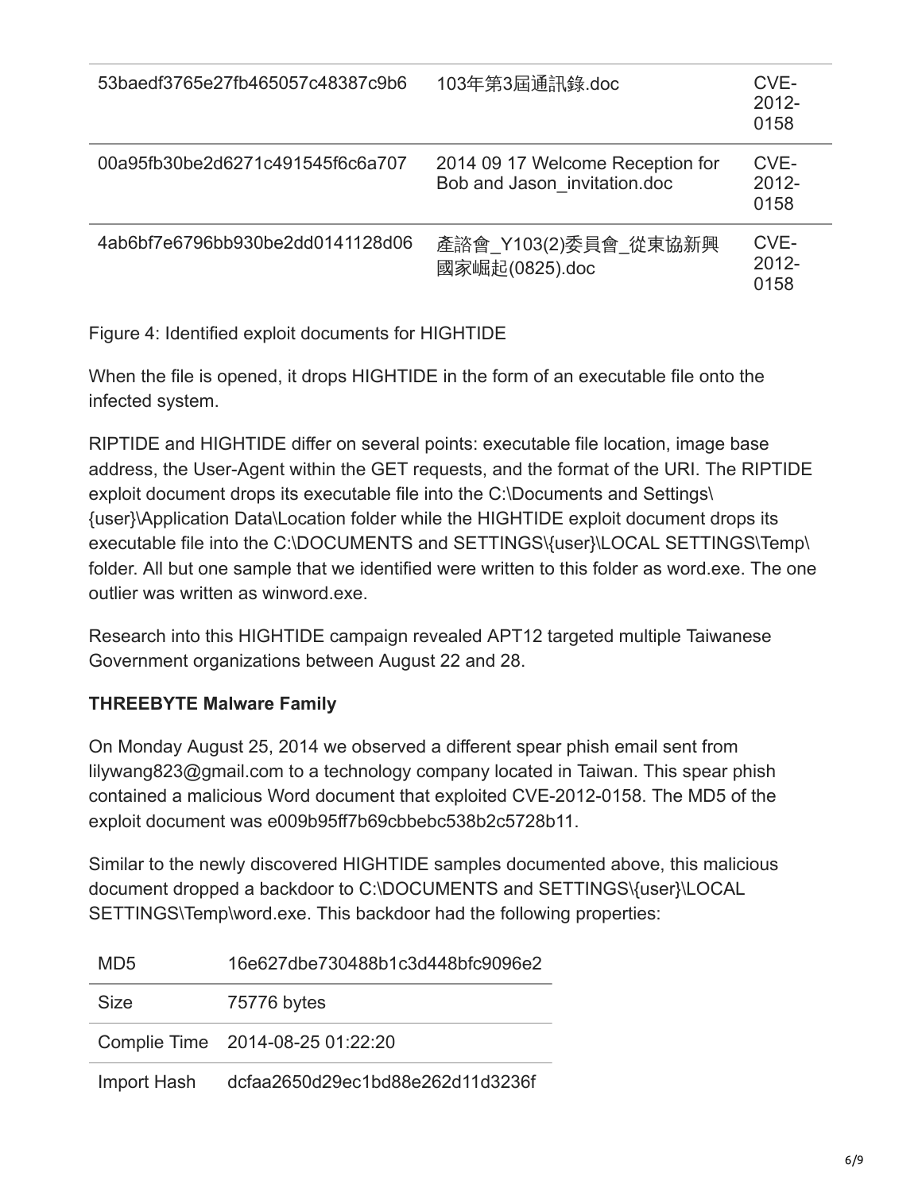| | | |
|---|---|---|
| 53baedf3765e27fb465057c48387c9b6 | 103年第3屆通訊錄.doc | CVE-2012-0158 |
| 00a95fb30be2d6271c491545f6c6a707 | 2014 09 17 Welcome Reception for Bob and Jason_invitation.doc | CVE-2012-0158 |
| 4ab6bf7e6796bb930be2dd0141128d06 | 產諮會_Y103(2)委員會_從東協新興國家崛起(0825).doc | CVE-2012-0158 |

Figure 4: Identified exploit documents for HIGHTIDE

When the file is opened, it drops HIGHTIDE in the form of an executable file onto the infected system.

RIPTIDE and HIGHTIDE differ on several points: executable file location, image base address, the User-Agent within the GET requests, and the format of the URI. The RIPTIDE exploit document drops its executable file into the C:\Documents and Settings\{user}\Application Data\Location folder while the HIGHTIDE exploit document drops its executable file into the C:\DOCUMENTS and SETTINGS\{user}\LOCAL SETTINGS\Temp\ folder. All but one sample that we identified were written to this folder as word.exe. The one outlier was written as winword.exe.

Research into this HIGHTIDE campaign revealed APT12 targeted multiple Taiwanese Government organizations between August 22 and 28.

**THREEBYTE Malware Family**

On Monday August 25, 2014 we observed a different spear phish email sent from lilywang823@gmail.com to a technology company located in Taiwan. This spear phish contained a malicious Word document that exploited CVE-2012-0158. The MD5 of the exploit document was e009b95ff7b69cbbebc538b2c5728b11.

Similar to the newly discovered HIGHTIDE samples documented above, this malicious document dropped a backdoor to C:\DOCUMENTS and SETTINGS\{user}\LOCAL SETTINGS\Temp\word.exe. This backdoor had the following properties:

| | |
|---|---|
| MD5 | 16e627dbe730488b1c3d448bfc9096e2 |
| Size | 75776 bytes |
| Complie Time | 2014-08-25 01:22:20 |
| Import Hash | dcfaa2650d29ec1bd88e262d11d3236f |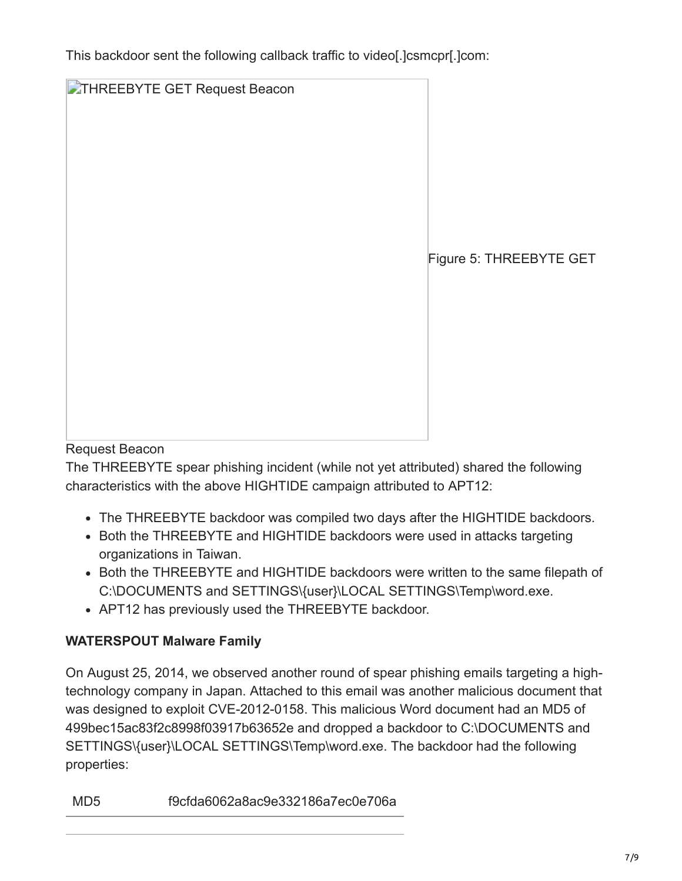This backdoor sent the following callback traffic to video[.]csmcpr[.]com:

THREEBYTE GET Request Beacon

Figure 5: THREEBYTE GET Request Beacon

The THREEBYTE spear phishing incident (while not yet attributed) shared the following characteristics with the above HIGHTIDE campaign attributed to APT12:

- The THREEBYTE backdoor was compiled two days after the HIGHTIDE backdoors.
- Both the THREEBYTE and HIGHTIDE backdoors were used in attacks targeting organizations in Taiwan.
- Both the THREEBYTE and HIGHTIDE backdoors were written to the same filepath of C:\DOCUMENTS and SETTINGS\{user}\LOCAL SETTINGS\Temp\word.exe.
- APT12 has previously used the THREEBYTE backdoor.

**WATERSPOUT Malware Family**

On August 25, 2014, we observed another round of spear phishing emails targeting a high-technology company in Japan. Attached to this email was another malicious document that was designed to exploit CVE-2012-0158. This malicious Word document had an MD5 of 499bec15ac83f2c8998f03917b63652e and dropped a backdoor to C:\DOCUMENTS and SETTINGS\{user}\LOCAL SETTINGS\Temp\word.exe. The backdoor had the following properties:

| MD5 | f9cfda6062a8ac9e332186a7ec0e706a |
| --- | --- |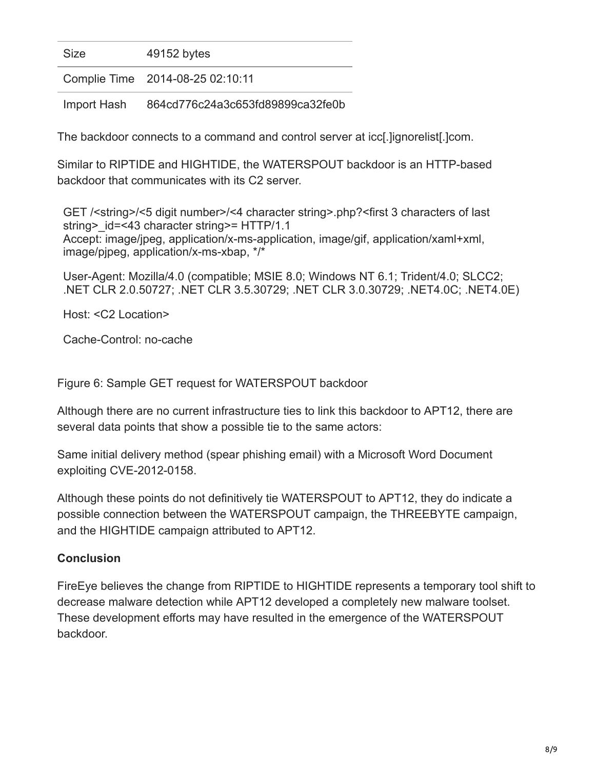| Size | 49152 bytes |
| --- | --- |
| Complie Time | 2014-08-25 02:10:11 |
| Import Hash | 864cd776c24a3c653fd89899ca32fe0b |

The backdoor connects to a command and control server at icc[.]ignorelist[.]com.

Similar to RIPTIDE and HIGHTIDE, the WATERSPOUT backdoor is an HTTP-based backdoor that communicates with its C2 server.

```
GET /<string>/<5 digit number>/<4 character string>.php?<first 3 characters of last string>_id=<43 character string>= HTTP/1.1
Accept: image/jpeg, application/x-ms-application, image/gif, application/xaml+xml, image/pjpeg, application/x-ms-xbap, */*

User-Agent: Mozilla/4.0 (compatible; MSIE 8.0; Windows NT 6.1; Trident/4.0; SLCC2; .NET CLR 2.0.50727; .NET CLR 3.5.30729; .NET CLR 3.0.30729; .NET4.0C; .NET4.0E)

Host: <C2 Location>

Cache-Control: no-cache
```

Figure 6: Sample GET request for WATERSPOUT backdoor

Although there are no current infrastructure ties to link this backdoor to APT12, there are several data points that show a possible tie to the same actors:

Same initial delivery method (spear phishing email) with a Microsoft Word Document exploiting CVE-2012-0158.

Although these points do not definitively tie WATERSPOUT to APT12, they do indicate a possible connection between the WATERSPOUT campaign, the THREEBYTE campaign, and the HIGHTIDE campaign attributed to APT12.

**Conclusion**

FireEye believes the change from RIPTIDE to HIGHTIDE represents a temporary tool shift to decrease malware detection while APT12 developed a completely new malware toolset. These development efforts may have resulted in the emergence of the WATERSPOUT backdoor.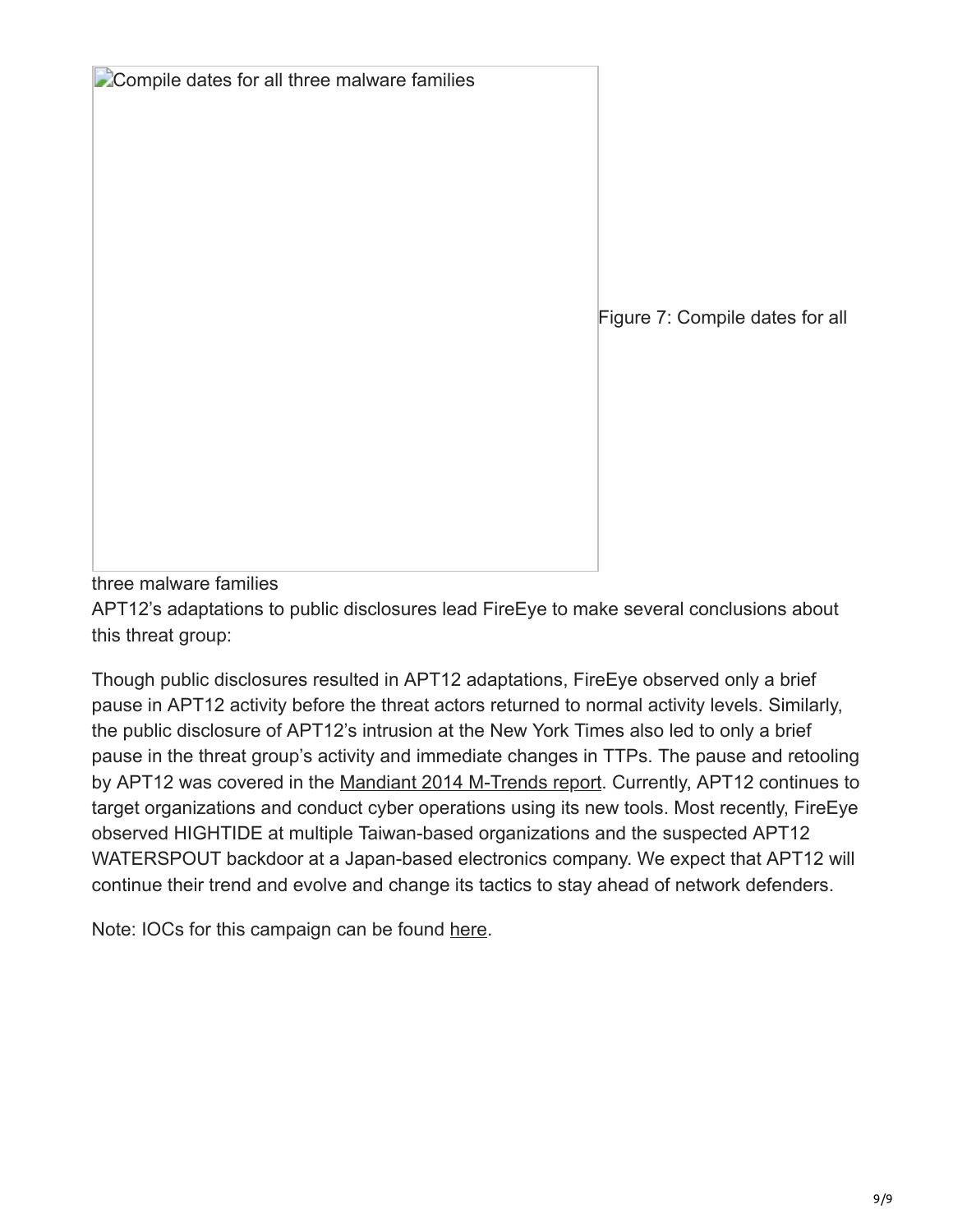Compile dates for all three malware families

Figure 7: Compile dates for all three malware families

APT12's adaptations to public disclosures lead FireEye to make several conclusions about this threat group:

Though public disclosures resulted in APT12 adaptations, FireEye observed only a brief pause in APT12 activity before the threat actors returned to normal activity levels. Similarly, the public disclosure of APT12's intrusion at the New York Times also led to only a brief pause in the threat group's activity and immediate changes in TTPs. The pause and retooling by APT12 was covered in the Mandiant 2014 M-Trends report. Currently, APT12 continues to target organizations and conduct cyber operations using its new tools. Most recently, FireEye observed HIGHTIDE at multiple Taiwan-based organizations and the suspected APT12 WATERSPOUT backdoor at a Japan-based electronics company. We expect that APT12 will continue their trend and evolve and change its tactics to stay ahead of network defenders.

Note: IOCs for this campaign can be found here.